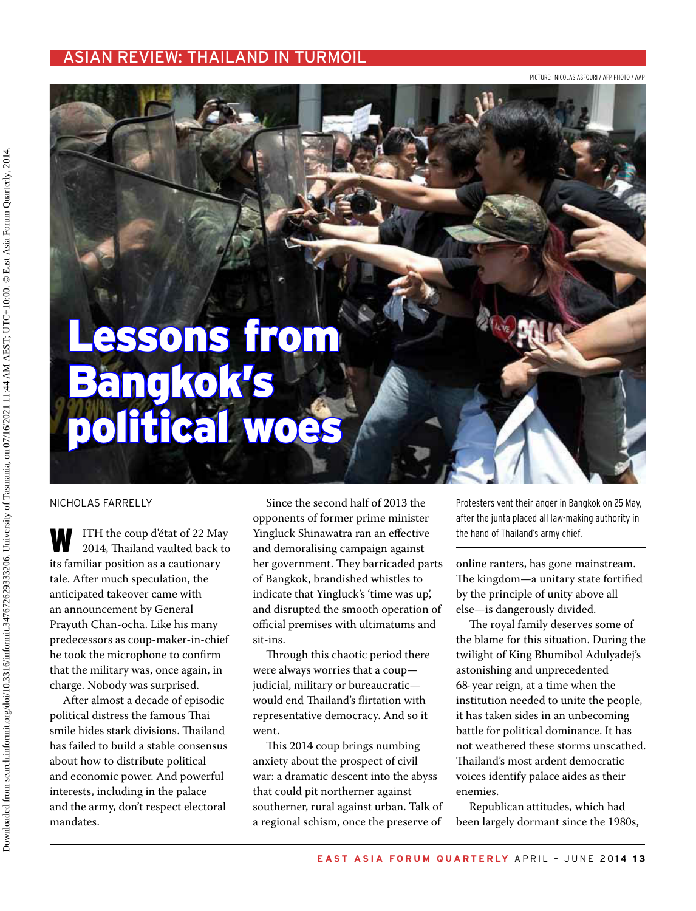ASIAN REVIEW: THAILAND IN TURMOIL

PICTURE: NICOLAS ASFOURI / AFP PHOTO / AAP

# Lessons from Bangkok's political woes

NICHOLAS FARRELLY

WITH the coup d'état of 22 May 2014, Thailand vaulted back to its familiar position as a cautionary tale. After much speculation, the anticipated takeover came with an announcement by General Prayuth Chan-ocha. Like his many predecessors as coup-maker-in-chief he took the microphone to confirm that the military was, once again, in charge. Nobody was surprised.

After almost a decade of episodic political distress the famous Thai smile hides stark divisions. Thailand has failed to build a stable consensus about how to distribute political and economic power. And powerful interests, including in the palace and the army, don't respect electoral mandates.

Since the second half of 2013 the opponents of former prime minister Yingluck Shinawatra ran an effective and demoralising campaign against her government. They barricaded parts of Bangkok, brandished whistles to indicate that Yingluck's 'time was up', and disrupted the smooth operation of official premises with ultimatums and sit-ins.

Through this chaotic period there were always worries that a coup—judicial, military or bureaucratic—would end Thailand's flirtation with representative democracy. And so it went.

This 2014 coup brings numbing anxiety about the prospect of civil war: a dramatic descent into the abyss that could pit northerner against southerner, rural against urban. Talk of a regional schism, once the preserve of online ranters, has gone mainstream. The kingdom—a unitary state fortified by the principle of unity above all else—is dangerously divided.

Protesters vent their anger in Bangkok on 25 May, after the junta placed all law-making authority in the hand of Thailand's army chief.

The royal family deserves some of the blame for this situation. During the twilight of King Bhumibol Adulyadej's astonishing and unprecedented 68-year reign, at a time when the institution needed to unite the people, it has taken sides in an unbecoming battle for political dominance. It has not weathered these storms unscathed. Thailand's most ardent democratic voices identify palace aides as their enemies.

Republican attitudes, which had been largely dormant since the 1980s,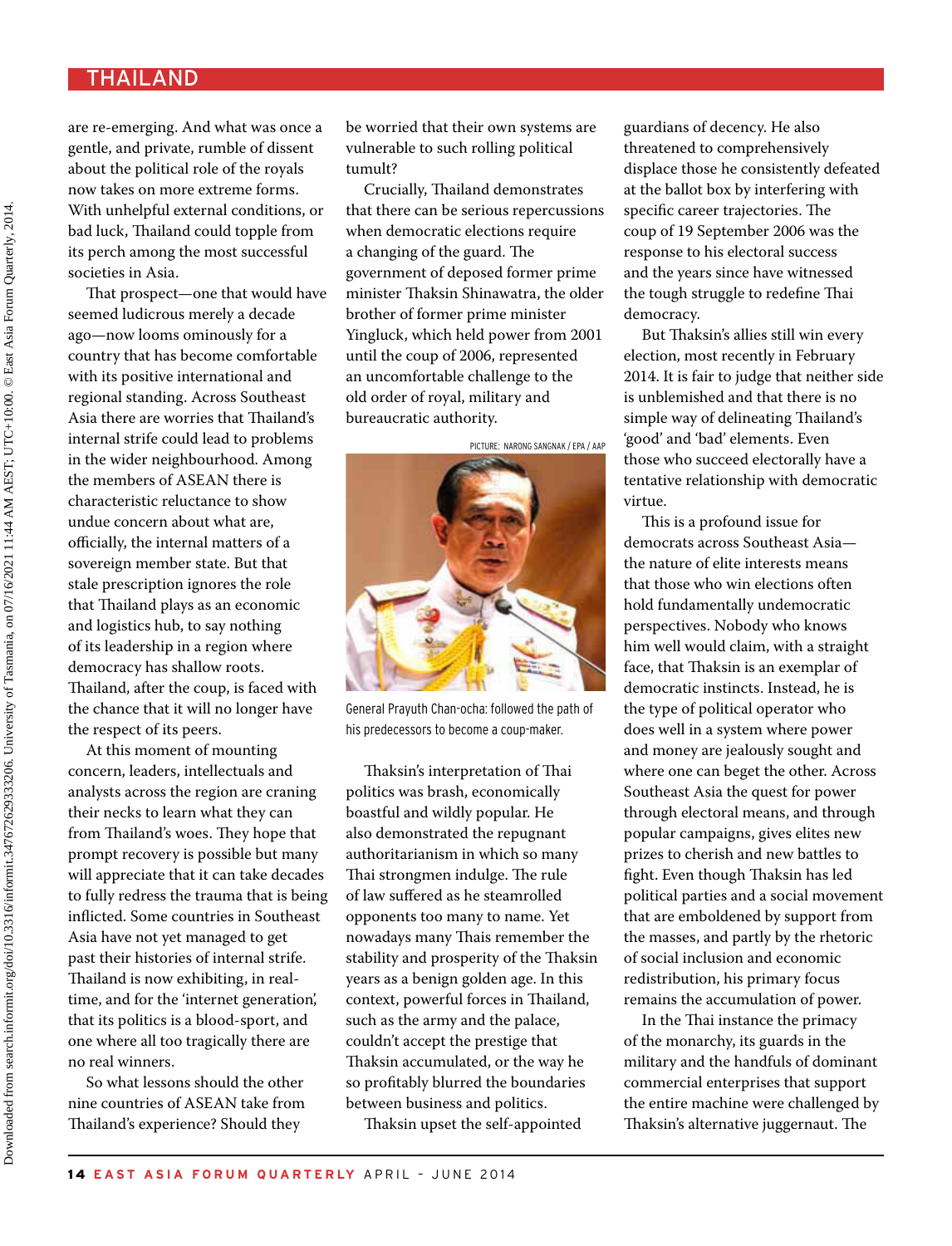are re-emerging. And what was once a gentle, and private, rumble of dissent about the political role of the royals now takes on more extreme forms. With unhelpful external conditions, or bad luck, Thailand could topple from its perch among the most successful societies in Asia.

That prospect—one that would have seemed ludicrous merely a decade ago—now looms ominously for a country that has become comfortable with its positive international and regional standing. Across Southeast Asia there are worries that Thailand's internal strife could lead to problems in the wider neighbourhood. Among the members of ASEAN there is characteristic reluctance to show undue concern about what are, officially, the internal matters of a sovereign member state. But that stale prescription ignores the role that Thailand plays as an economic and logistics hub, to say nothing of its leadership in a region where democracy has shallow roots. Thailand, after the coup, is faced with the chance that it will no longer have the respect of its peers.

At this moment of mounting concern, leaders, intellectuals and analysts across the region are craning their necks to learn what they can from Thailand's woes. They hope that prompt recovery is possible but many will appreciate that it can take decades to fully redress the trauma that is being inflicted. Some countries in Southeast Asia have not yet managed to get past their histories of internal strife. Thailand is now exhibiting, in real-time, and for the 'internet generation', that its politics is a blood-sport, and one where all too tragically there are no real winners.

So what lessons should the other nine countries of ASEAN take from Thailand's experience? Should they be worried that their own systems are vulnerable to such rolling political tumult?

Crucially, Thailand demonstrates that there can be serious repercussions when democratic elections require a changing of the guard. The government of deposed former prime minister Thaksin Shinawatra, the older brother of former prime minister Yingluck, which held power from 2001 until the coup of 2006, represented an uncomfortable challenge to the old order of royal, military and bureaucratic authority.

PICTURE: NARONG SANGNAK / EPA / AAP

General Prayuth Chan-ocha: followed the path of his predecessors to become a coup-maker.

Thaksin's interpretation of Thai politics was brash, economically boastful and wildly popular. He also demonstrated the repugnant authoritarianism in which so many Thai strongmen indulge. The rule of law suffered as he steamrolled opponents too many to name. Yet nowadays many Thais remember the stability and prosperity of the Thaksin years as a benign golden age. In this context, powerful forces in Thailand, such as the army and the palace, couldn't accept the prestige that Thaksin accumulated, or the way he so profitably blurred the boundaries between business and politics.

Thaksin upset the self-appointed guardians of decency. He also threatened to comprehensively displace those he consistently defeated at the ballot box by interfering with specific career trajectories. The coup of 19 September 2006 was the response to his electoral success and the years since have witnessed the tough struggle to redefine Thai democracy.

But Thaksin's allies still win every election, most recently in February 2014. It is fair to judge that neither side is unblemished and that there is no simple way of delineating Thailand's 'good' and 'bad' elements. Even those who succeed electorally have a tentative relationship with democratic virtue.

This is a profound issue for democrats across Southeast Asia—the nature of elite interests means that those who win elections often hold fundamentally undemocratic perspectives. Nobody who knows him well would claim, with a straight face, that Thaksin is an exemplar of democratic instincts. Instead, he is the type of political operator who does well in a system where power and money are jealously sought and where one can beget the other. Across Southeast Asia the quest for power through electoral means, and through popular campaigns, gives elites new prizes to cherish and new battles to fight. Even though Thaksin has led political parties and a social movement that are emboldened by support from the masses, and partly by the rhetoric of social inclusion and economic redistribution, his primary focus remains the accumulation of power.

In the Thai instance the primacy of the monarchy, its guards in the military and the handfuls of dominant commercial enterprises that support the entire machine were challenged by Thaksin's alternative juggernaut. The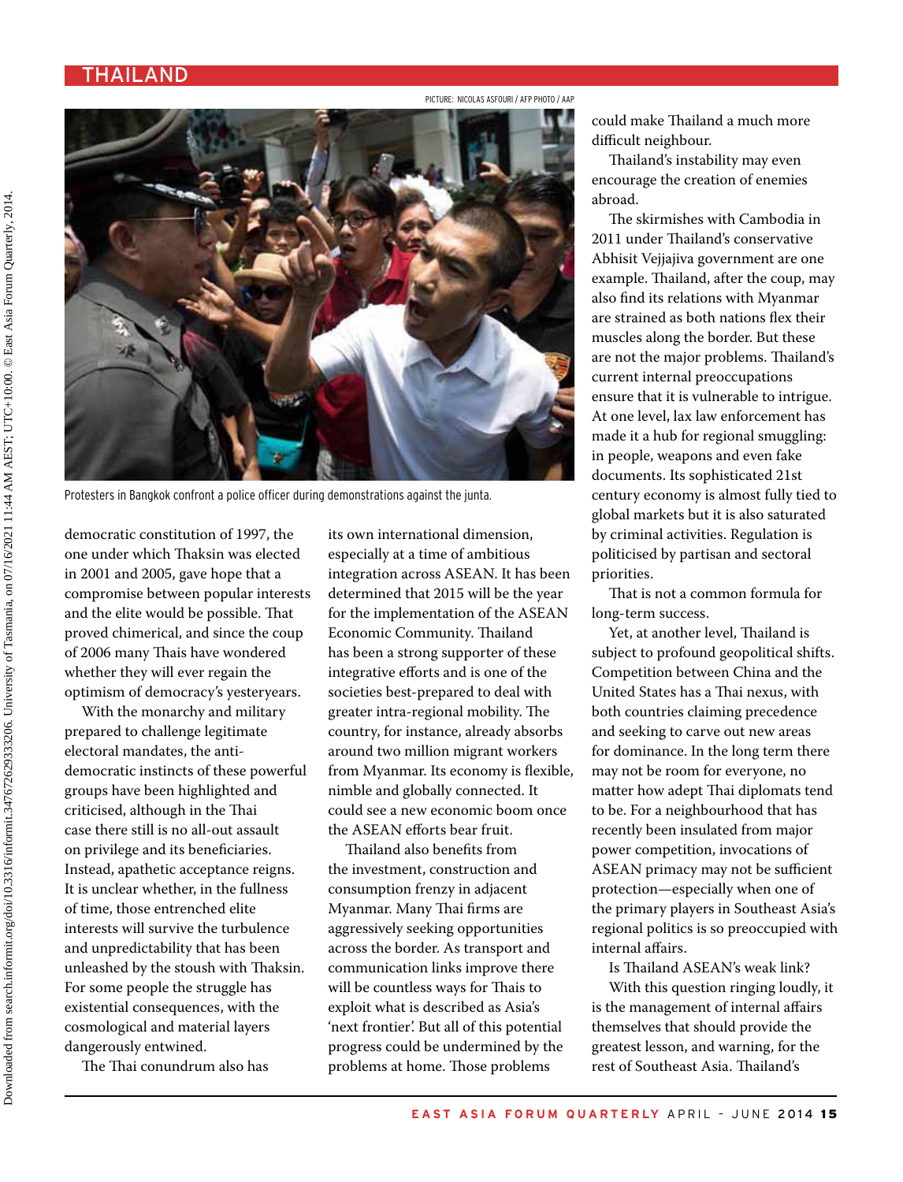PICTURE: NICOLAS ASFOURI / AFP PHOTO / AAP

Protesters in Bangkok confront a police officer during demonstrations against the junta.

democratic constitution of 1997, the one under which Thaksin was elected in 2001 and 2005, gave hope that a compromise between popular interests and the elite would be possible. That proved chimerical, and since the coup of 2006 many Thais have wondered whether they will ever regain the optimism of democracy's yesteryears.

With the monarchy and military prepared to challenge legitimate electoral mandates, the anti-democratic instincts of these powerful groups have been highlighted and criticised, although in the Thai case there still is no all-out assault on privilege and its beneficiaries. Instead, apathetic acceptance reigns. It is unclear whether, in the fullness of time, those entrenched elite interests will survive the turbulence and unpredictability that has been unleashed by the stoush with Thaksin. For some people the struggle has existential consequences, with the cosmological and material layers dangerously entwined.

The Thai conundrum also has its own international dimension, especially at a time of ambitious integration across ASEAN. It has been determined that 2015 will be the year for the implementation of the ASEAN Economic Community. Thailand has been a strong supporter of these integrative efforts and is one of the societies best-prepared to deal with greater intra-regional mobility. The country, for instance, already absorbs around two million migrant workers from Myanmar. Its economy is flexible, nimble and globally connected. It could see a new economic boom once the ASEAN efforts bear fruit.

Thailand also benefits from the investment, construction and consumption frenzy in adjacent Myanmar. Many Thai firms are aggressively seeking opportunities across the border. As transport and communication links improve there will be countless ways for Thais to exploit what is described as Asia's 'next frontier'. But all of this potential progress could be undermined by the problems at home. Those problems could make Thailand a much more difficult neighbour.

Thailand's instability may even encourage the creation of enemies abroad.

The skirmishes with Cambodia in 2011 under Thailand's conservative Abhisit Vejjajiva government are one example. Thailand, after the coup, may also find its relations with Myanmar are strained as both nations flex their muscles along the border. But these are not the major problems. Thailand's current internal preoccupations ensure that it is vulnerable to intrigue. At one level, lax law enforcement has made it a hub for regional smuggling: in people, weapons and even fake documents. Its sophisticated 21st century economy is almost fully tied to global markets but it is also saturated by criminal activities. Regulation is politicised by partisan and sectoral priorities.

That is not a common formula for long-term success.

Yet, at another level, Thailand is subject to profound geopolitical shifts. Competition between China and the United States has a Thai nexus, with both countries claiming precedence and seeking to carve out new areas for dominance. In the long term there may not be room for everyone, no matter how adept Thai diplomats tend to be. For a neighbourhood that has recently been insulated from major power competition, invocations of ASEAN primacy may not be sufficient protection—especially when one of the primary players in Southeast Asia's regional politics is so preoccupied with internal affairs.

Is Thailand ASEAN's weak link?

With this question ringing loudly, it is the management of internal affairs themselves that should provide the greatest lesson, and warning, for the rest of Southeast Asia. Thailand's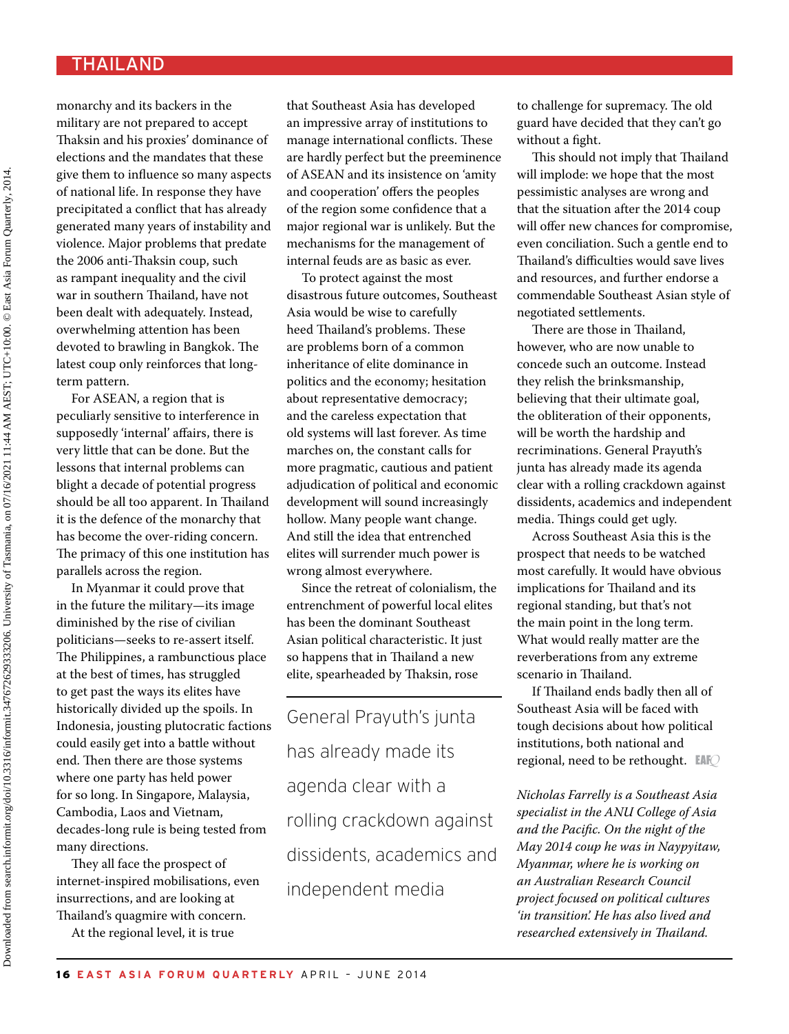monarchy and its backers in the military are not prepared to accept Thaksin and his proxies' dominance of elections and the mandates that these give them to influence so many aspects of national life. In response they have precipitated a conflict that has already generated many years of instability and violence. Major problems that predate the 2006 anti-Thaksin coup, such as rampant inequality and the civil war in southern Thailand, have not been dealt with adequately. Instead, overwhelming attention has been devoted to brawling in Bangkok. The latest coup only reinforces that long-term pattern.

For ASEAN, a region that is peculiarly sensitive to interference in supposedly 'internal' affairs, there is very little that can be done. But the lessons that internal problems can blight a decade of potential progress should be all too apparent. In Thailand it is the defence of the monarchy that has become the over-riding concern. The primacy of this one institution has parallels across the region.

In Myanmar it could prove that in the future the military—its image diminished by the rise of civilian politicians—seeks to re-assert itself. The Philippines, a rambunctious place at the best of times, has struggled to get past the ways its elites have historically divided up the spoils. In Indonesia, jousting plutocratic factions could easily get into a battle without end. Then there are those systems where one party has held power for so long. In Singapore, Malaysia, Cambodia, Laos and Vietnam, decades-long rule is being tested from many directions.

They all face the prospect of internet-inspired mobilisations, even insurrections, and are looking at Thailand's quagmire with concern.

At the regional level, it is true that Southeast Asia has developed an impressive array of institutions to manage international conflicts. These are hardly perfect but the preeminence of ASEAN and its insistence on 'amity and cooperation' offers the peoples of the region some confidence that a major regional war is unlikely. But the mechanisms for the management of internal feuds are as basic as ever.

To protect against the most disastrous future outcomes, Southeast Asia would be wise to carefully heed Thailand's problems. These are problems born of a common inheritance of elite dominance in politics and the economy; hesitation about representative democracy; and the careless expectation that old systems will last forever. As time marches on, the constant calls for more pragmatic, cautious and patient adjudication of political and economic development will sound increasingly hollow. Many people want change. And still the idea that entrenched elites will surrender much power is wrong almost everywhere.

Since the retreat of colonialism, the entrenchment of powerful local elites has been the dominant Southeast Asian political characteristic. It just so happens that in Thailand a new elite, spearheaded by Thaksin, rose to challenge for supremacy. The old guard have decided that they can't go without a fight.

> General Prayuth's junta has already made its agenda clear with a rolling crackdown against dissidents, academics and independent media

This should not imply that Thailand will implode: we hope that the most pessimistic analyses are wrong and that the situation after the 2014 coup will offer new chances for compromise, even conciliation. Such a gentle end to Thailand's difficulties would save lives and resources, and further endorse a commendable Southeast Asian style of negotiated settlements.

There are those in Thailand, however, who are now unable to concede such an outcome. Instead they relish the brinksmanship, believing that their ultimate goal, the obliteration of their opponents, will be worth the hardship and recriminations. General Prayuth's junta has already made its agenda clear with a rolling crackdown against dissidents, academics and independent media. Things could get ugly.

Across Southeast Asia this is the prospect that needs to be watched most carefully. It would have obvious implications for Thailand and its regional standing, but that's not the main point in the long term. What would really matter are the reverberations from any extreme scenario in Thailand.

If Thailand ends badly then all of Southeast Asia will be faced with tough decisions about how political institutions, both national and regional, need to be rethought.

*Nicholas Farrelly is a Southeast Asia specialist in the ANU College of Asia and the Pacific. On the night of the May 2014 coup he was in Naypyitaw, Myanmar, where he is working on an Australian Research Council project focused on political cultures 'in transition'. He has also lived and researched extensively in Thailand.*